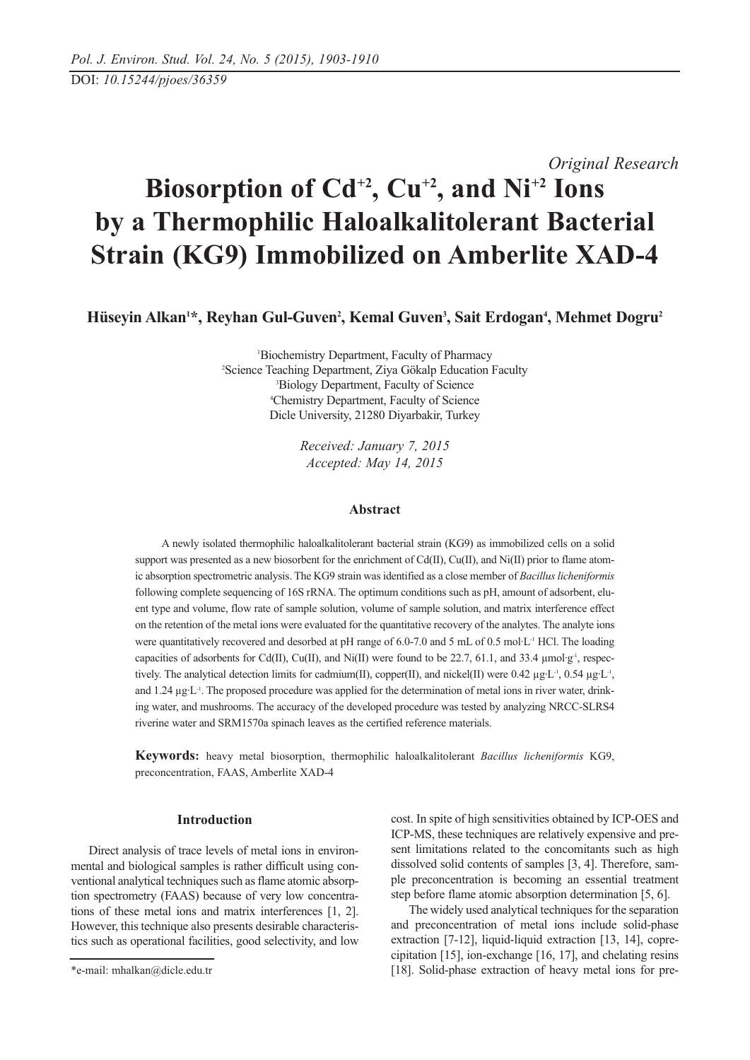*Original Research*

# Biosorption of $Cd^{+2}$, $Cu^{+2}$, and $Ni^{+2}$ Ions by a Thermophilic Haloalkalitolerant Bacterial Strain (KG9) Immobilized on Amberlite XAD-4

**Hüseyin Alkan[1]*, Reyhan Gul-Guven[2], Kemal Guven[3], Sait Erdogan[4], Mehmet Dogru[2]**

[1]Biochemistry Department, Faculty of Pharmacy
[2]Science Teaching Department, Ziya Gökalp Education Faculty
[3]Biology Department, Faculty of Science
[4]Chemistry Department, Faculty of Science
Dicle University, 21280 Diyarbakir, Turkey

*Received: January 7, 2015*
*Accepted: May 14, 2015*

## Abstract

A newly isolated thermophilic haloalkalitolerant bacterial strain (KG9) as immobilized cells on a solid support was presented as a new biosorbent for the enrichment of Cd(II), Cu(II), and Ni(II) prior to flame atomic absorption spectrometric analysis. The KG9 strain was identified as a close member of *Bacillus licheniformis* following complete sequencing of 16S rRNA. The optimum conditions such as pH, amount of adsorbent, eluent type and volume, flow rate of sample solution, volume of sample solution, and matrix interference effect on the retention of the metal ions were evaluated for the quantitative recovery of the analytes. The analyte ions were quantitatively recovered and desorbed at pH range of 6.0-7.0 and 5 mL of 0.5 mol·L$^{-1}$ HCl. The loading capacities of adsorbents for Cd(II), Cu(II), and Ni(II) were found to be 22.7, 61.1, and 33.4 µmol·g$^{-1}$, respectively. The analytical detection limits for cadmium(II), copper(II), and nickel(II) were 0.42 µg·L$^{-1}$, 0.54 µg·L$^{-1}$, and 1.24 µg·L$^{-1}$. The proposed procedure was applied for the determination of metal ions in river water, drinking water, and mushrooms. The accuracy of the developed procedure was tested by analyzing NRCC-SLRS4 riverine water and SRM1570a spinach leaves as the certified reference materials.

**Keywords:** heavy metal biosorption, thermophilic haloalkalitolerant *Bacillus licheniformis* KG9, preconcentration, FAAS, Amberlite XAD-4

## Introduction

Direct analysis of trace levels of metal ions in environmental and biological samples is rather difficult using conventional analytical techniques such as flame atomic absorption spectrometry (FAAS) because of very low concentrations of these metal ions and matrix interferences [1, 2]. However, this technique also presents desirable characteristics such as operational facilities, good selectivity, and low cost. In spite of high sensitivities obtained by ICP-OES and ICP-MS, these techniques are relatively expensive and present limitations related to the concomitants such as high dissolved solid contents of samples [3, 4]. Therefore, sample preconcentration is becoming an essential treatment step before flame atomic absorption determination [5, 6].

The widely used analytical techniques for the separation and preconcentration of metal ions include solid-phase extraction [7-12], liquid-liquid extraction [13, 14], coprecipitation [15], ion-exchange [16, 17], and chelating resins [18]. Solid-phase extraction of heavy metal ions for pre-

*e-mail: mhalkan@dicle.edu.tr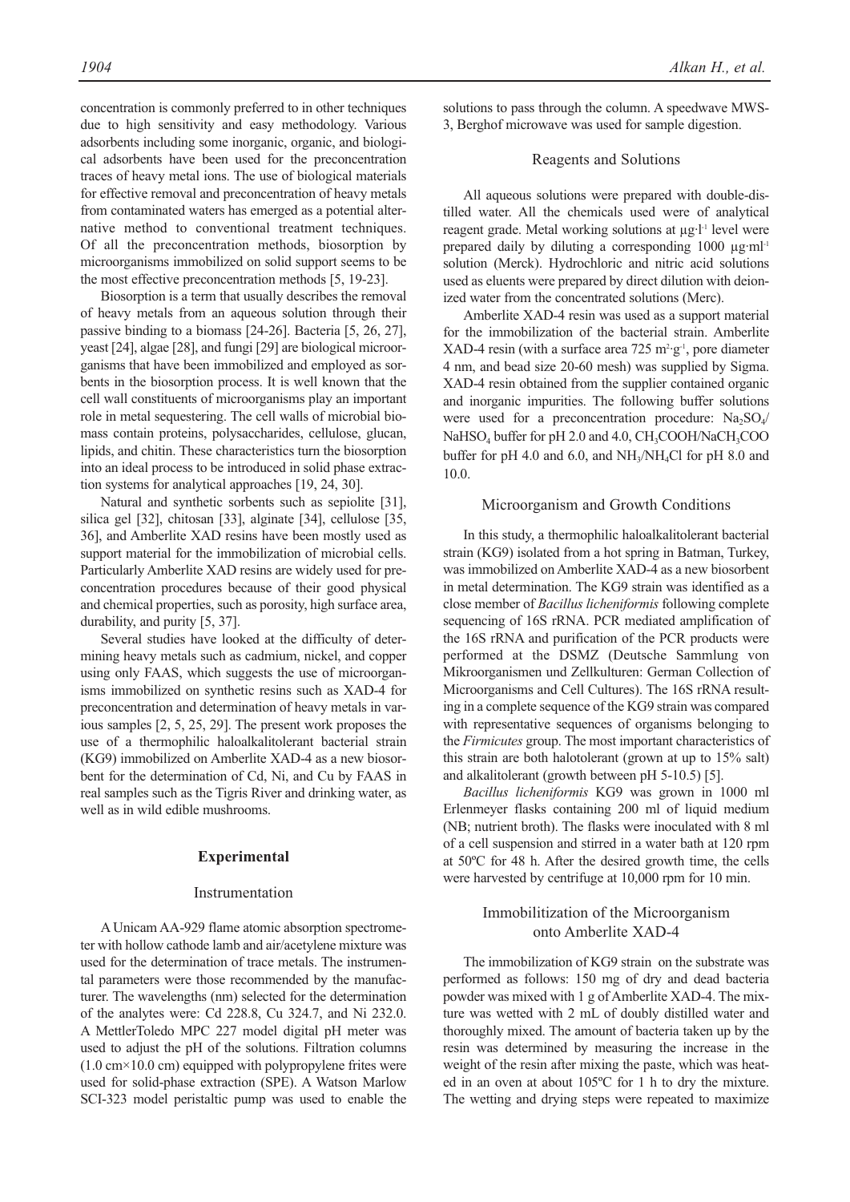concentration is commonly preferred to in other techniques due to high sensitivity and easy methodology. Various adsorbents including some inorganic, organic, and biological adsorbents have been used for the preconcentration traces of heavy metal ions. The use of biological materials for effective removal and preconcentration of heavy metals from contaminated waters has emerged as a potential alternative method to conventional treatment techniques. Of all the preconcentration methods, biosorption by microorganisms immobilized on solid support seems to be the most effective preconcentration methods [5, 19-23].

Biosorption is a term that usually describes the removal of heavy metals from an aqueous solution through their passive binding to a biomass [24-26]. Bacteria [5, 26, 27], yeast [24], algae [28], and fungi [29] are biological microorganisms that have been immobilized and employed as sorbents in the biosorption process. It is well known that the cell wall constituents of microorganisms play an important role in metal sequestering. The cell walls of microbial biomass contain proteins, polysaccharides, cellulose, glucan, lipids, and chitin. These characteristics turn the biosorption into an ideal process to be introduced in solid phase extraction systems for analytical approaches [19, 24, 30].

Natural and synthetic sorbents such as sepiolite [31], silica gel [32], chitosan [33], alginate [34], cellulose [35, 36], and Amberlite XAD resins have been mostly used as support material for the immobilization of microbial cells. Particularly Amberlite XAD resins are widely used for preconcentration procedures because of their good physical and chemical properties, such as porosity, high surface area, durability, and purity [5, 37].

Several studies have looked at the difficulty of determining heavy metals such as cadmium, nickel, and copper using only FAAS, which suggests the use of microorganisms immobilized on synthetic resins such as XAD-4 for preconcentration and determination of heavy metals in various samples [2, 5, 25, 29]. The present work proposes the use of a thermophilic haloalkalitolerant bacterial strain (KG9) immobilized on Amberlite XAD-4 as a new biosorbent for the determination of Cd, Ni, and Cu by FAAS in real samples such as the Tigris River and drinking water, as well as in wild edible mushrooms.

## Experimental

### Instrumentation

A Unicam AA-929 flame atomic absorption spectrometer with hollow cathode lamb and air/acetylene mixture was used for the determination of trace metals. The instrumental parameters were those recommended by the manufacturer. The wavelengths (nm) selected for the determination of the analytes were: Cd 228.8, Cu 324.7, and Ni 232.0. A MettlerToledo MPC 227 model digital pH meter was used to adjust the pH of the solutions. Filtration columns (1.0 cm×10.0 cm) equipped with polypropylene frites were used for solid-phase extraction (SPE). A Watson Marlow SCI-323 model peristaltic pump was used to enable the solutions to pass through the column. A speedwave MWS-3, Berghof microwave was used for sample digestion.

### Reagents and Solutions

All aqueous solutions were prepared with double-distilled water. All the chemicals used were of analytical reagent grade. Metal working solutions at μg·l$^{-1}$ level were prepared daily by diluting a corresponding 1000 μg·ml$^{-1}$ solution (Merck). Hydrochloric and nitric acid solutions used as eluents were prepared by direct dilution with deionized water from the concentrated solutions (Merc).

Amberlite XAD-4 resin was used as a support material for the immobilization of the bacterial strain. Amberlite XAD-4 resin (with a surface area 725 m$^2$·g$^{-1}$, pore diameter 4 nm, and bead size 20-60 mesh) was supplied by Sigma. XAD-4 resin obtained from the supplier contained organic and inorganic impurities. The following buffer solutions were used for a preconcentration procedure: $Na_2SO_4$/ $NaHSO_4$ buffer for pH 2.0 and 4.0, $CH_3COOH$/$NaCH_3COO$ buffer for pH 4.0 and 6.0, and $NH_3$/$NH_4Cl$ for pH 8.0 and 10.0.

### Microorganism and Growth Conditions

In this study, a thermophilic haloalkalitolerant bacterial strain (KG9) isolated from a hot spring in Batman, Turkey, was immobilized on Amberlite XAD-4 as a new biosorbent in metal determination. The KG9 strain was identified as a close member of *Bacillus licheniformis* following complete sequencing of 16S rRNA. PCR mediated amplification of the 16S rRNA and purification of the PCR products were performed at the DSMZ (Deutsche Sammlung von Mikroorganismen und Zellkulturen: German Collection of Microorganisms and Cell Cultures). The 16S rRNA resulting in a complete sequence of the KG9 strain was compared with representative sequences of organisms belonging to the *Firmicutes* group. The most important characteristics of this strain are both halotolerant (grown at up to 15% salt) and alkalitolerant (growth between pH 5-10.5) [5].

*Bacillus licheniformis* KG9 was grown in 1000 ml Erlenmeyer flasks containing 200 ml of liquid medium (NB; nutrient broth). The flasks were inoculated with 8 ml of a cell suspension and stirred in a water bath at 120 rpm at 50ºC for 48 h. After the desired growth time, the cells were harvested by centrifuge at 10,000 rpm for 10 min.

### Immobilitization of the Microorganism onto Amberlite XAD-4

The immobilization of KG9 strain on the substrate was performed as follows: 150 mg of dry and dead bacteria powder was mixed with 1 g of Amberlite XAD-4. The mixture was wetted with 2 mL of doubly distilled water and thoroughly mixed. The amount of bacteria taken up by the resin was determined by measuring the increase in the weight of the resin after mixing the paste, which was heated in an oven at about 105ºC for 1 h to dry the mixture. The wetting and drying steps were repeated to maximize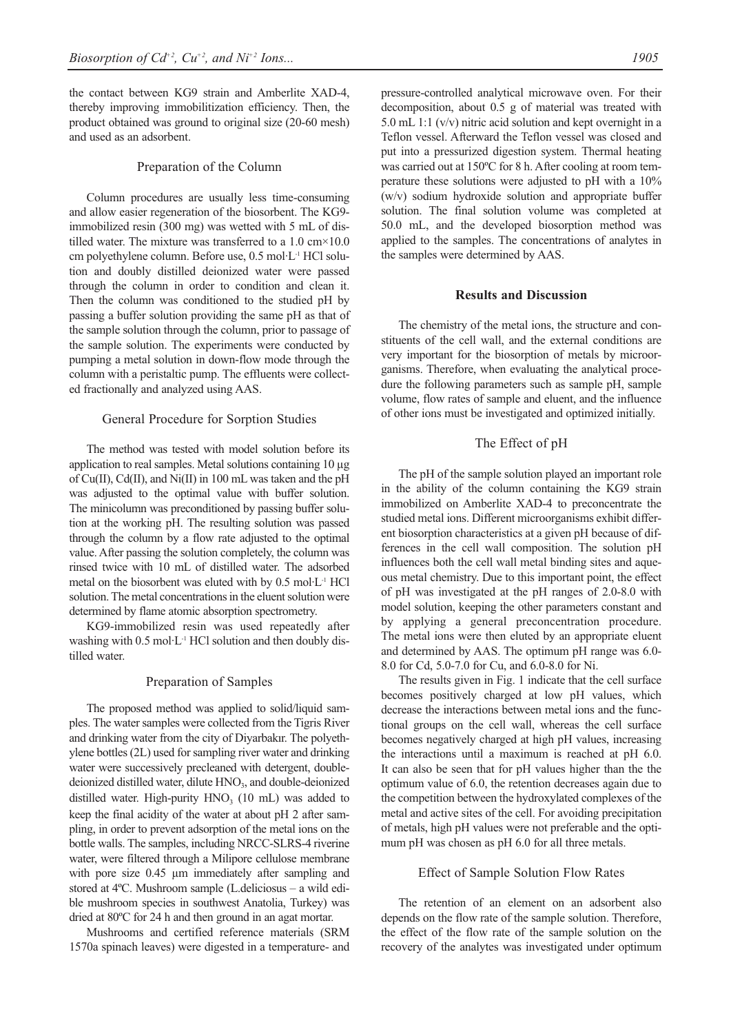the contact between KG9 strain and Amberlite XAD-4, thereby improving immobilitization efficiency. Then, the product obtained was ground to original size (20-60 mesh) and used as an adsorbent.

### Preparation of the Column

Column procedures are usually less time-consuming and allow easier regeneration of the biosorbent. The KG9-immobilized resin (300 mg) was wetted with 5 mL of distilled water. The mixture was transferred to a 1.0 cm×10.0 cm polyethylene column. Before use, 0.5 mol·L$^{-1}$ HCl solution and doubly distilled deionized water were passed through the column in order to condition and clean it. Then the column was conditioned to the studied pH by passing a buffer solution providing the same pH as that of the sample solution through the column, prior to passage of the sample solution. The experiments were conducted by pumping a metal solution in down-flow mode through the column with a peristaltic pump. The effluents were collected fractionally and analyzed using AAS.

### General Procedure for Sorption Studies

The method was tested with model solution before its application to real samples. Metal solutions containing 10 μg of Cu(II), Cd(II), and Ni(II) in 100 mL was taken and the pH was adjusted to the optimal value with buffer solution. The minicolumn was preconditioned by passing buffer solution at the working pH. The resulting solution was passed through the column by a flow rate adjusted to the optimal value. After passing the solution completely, the column was rinsed twice with 10 mL of distilled water. The adsorbed metal on the biosorbent was eluted with by 0.5 mol·L$^{-1}$ HCl solution. The metal concentrations in the eluent solution were determined by flame atomic absorption spectrometry.

KG9-immobilized resin was used repeatedly after washing with 0.5 mol·L$^{-1}$ HCl solution and then doubly distilled water.

### Preparation of Samples

The proposed method was applied to solid/liquid samples. The water samples were collected from the Tigris River and drinking water from the city of Diyarbakır. The polyethylene bottles (2L) used for sampling river water and drinking water were successively precleaned with detergent, double-deionized distilled water, dilute $HNO_3$, and double-deionized distilled water. High-purity $HNO_3$ (10 mL) was added to keep the final acidity of the water at about pH 2 after sampling, in order to prevent adsorption of the metal ions on the bottle walls. The samples, including NRCC-SLRS-4 riverine water, were filtered through a Milipore cellulose membrane with pore size 0.45 μm immediately after sampling and stored at 4ºC. Mushroom sample (L.deliciosus – a wild edible mushroom species in southwest Anatolia, Turkey) was dried at 80ºC for 24 h and then ground in an agat mortar.

Mushrooms and certified reference materials (SRM 1570a spinach leaves) were digested in a temperature- and pressure-controlled analytical microwave oven. For their decomposition, about 0.5 g of material was treated with 5.0 mL 1:1 (v/v) nitric acid solution and kept overnight in a Teflon vessel. Afterward the Teflon vessel was closed and put into a pressurized digestion system. Thermal heating was carried out at 150ºC for 8 h. After cooling at room temperature these solutions were adjusted to pH with a 10% (w/v) sodium hydroxide solution and appropriate buffer solution. The final solution volume was completed at 50.0 mL, and the developed biosorption method was applied to the samples. The concentrations of analytes in the samples were determined by AAS.

## Results and Discussion

The chemistry of the metal ions, the structure and constituents of the cell wall, and the external conditions are very important for the biosorption of metals by microorganisms. Therefore, when evaluating the analytical procedure the following parameters such as sample pH, sample volume, flow rates of sample and eluent, and the influence of other ions must be investigated and optimized initially.

### The Effect of pH

The pH of the sample solution played an important role in the ability of the column containing the KG9 strain immobilized on Amberlite XAD-4 to preconcentrate the studied metal ions. Different microorganisms exhibit different biosorption characteristics at a given pH because of differences in the cell wall composition. The solution pH influences both the cell wall metal binding sites and aqueous metal chemistry. Due to this important point, the effect of pH was investigated at the pH ranges of 2.0-8.0 with model solution, keeping the other parameters constant and by applying a general preconcentration procedure. The metal ions were then eluted by an appropriate eluent and determined by AAS. The optimum pH range was 6.0-8.0 for Cd, 5.0-7.0 for Cu, and 6.0-8.0 for Ni.

The results given in Fig. 1 indicate that the cell surface becomes positively charged at low pH values, which decrease the interactions between metal ions and the functional groups on the cell wall, whereas the cell surface becomes negatively charged at high pH values, increasing the interactions until a maximum is reached at pH 6.0. It can also be seen that for pH values higher than the the optimum value of 6.0, the retention decreases again due to the competition between the hydroxylated complexes of the metal and active sites of the cell. For avoiding precipitation of metals, high pH values were not preferable and the optimum pH was chosen as pH 6.0 for all three metals.

### Effect of Sample Solution Flow Rates

The retention of an element on an adsorbent also depends on the flow rate of the sample solution. Therefore, the effect of the flow rate of the sample solution on the recovery of the analytes was investigated under optimum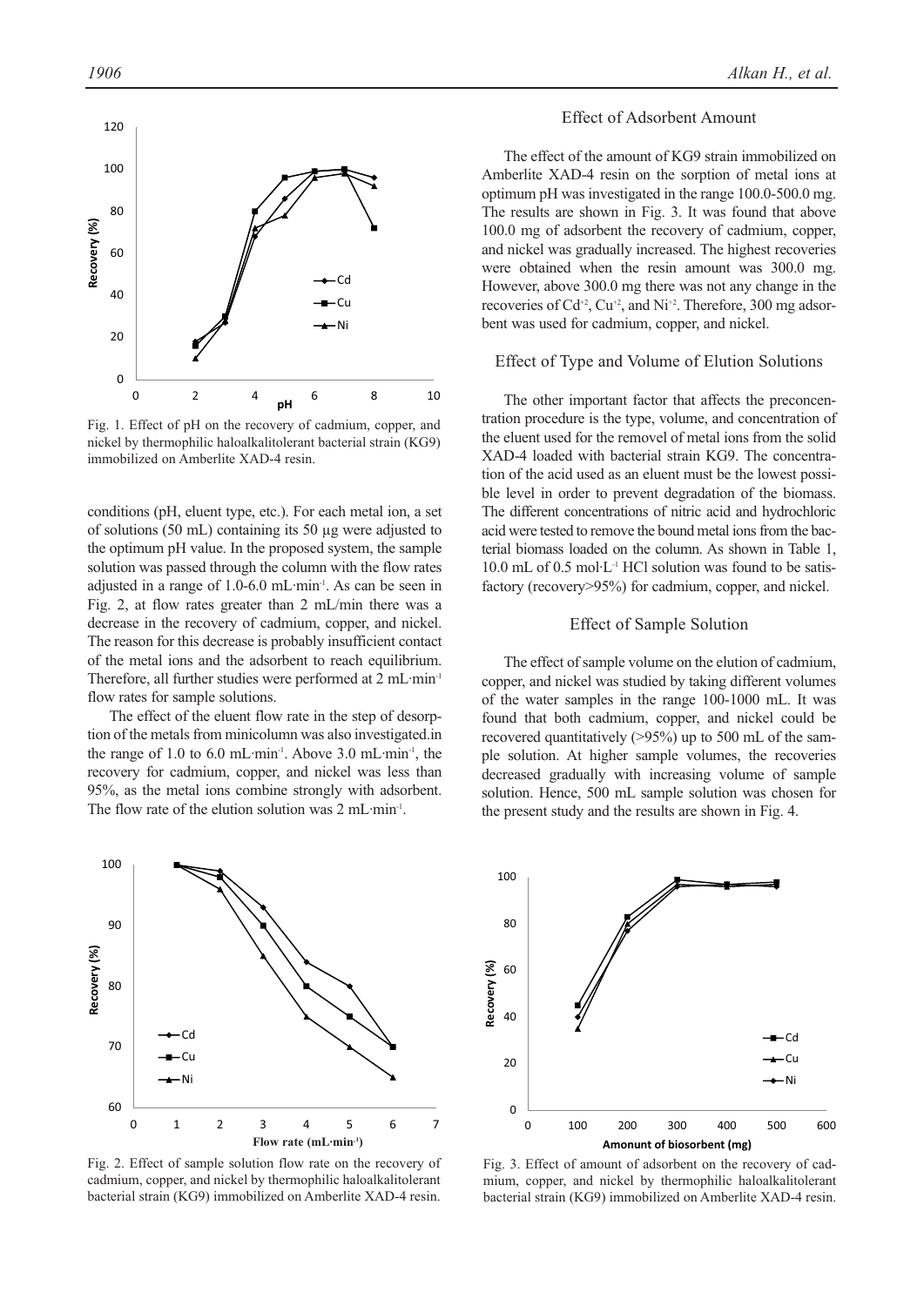Fig. 1. Effect of pH on the recovery of cadmium, copper, and nickel by thermophilic haloalkalitolerant bacterial strain (KG9) immobilized on Amberlite XAD-4 resin.

conditions (pH, eluent type, etc.). For each metal ion, a set of solutions (50 mL) containing its 50 µg were adjusted to the optimum pH value. In the proposed system, the sample solution was passed through the column with the flow rates adjusted in a range of 1.0-6.0 mL·min$^{-1}$. As can be seen in Fig. 2, at flow rates greater than 2 mL/min there was a decrease in the recovery of cadmium, copper, and nickel. The reason for this decrease is probably insufficient contact of the metal ions and the adsorbent to reach equilibrium. Therefore, all further studies were performed at 2 mL·min$^{-1}$ flow rates for sample solutions.

The effect of the eluent flow rate in the step of desorption of the metals from minicolumn was also investigated.in the range of 1.0 to 6.0 mL·min$^{-1}$. Above 3.0 mL·min$^{-1}$, the recovery for cadmium, copper, and nickel was less than 95%, as the metal ions combine strongly with adsorbent. The flow rate of the elution solution was 2 mL·min$^{-1}$.

Fig. 2. Effect of sample solution flow rate on the recovery of cadmium, copper, and nickel by thermophilic haloalkalitolerant bacterial strain (KG9) immobilized on Amberlite XAD-4 resin.

## Effect of Adsorbent Amount

The effect of the amount of KG9 strain immobilized on Amberlite XAD-4 resin on the sorption of metal ions at optimum pH was investigated in the range 100.0-500.0 mg. The results are shown in Fig. 3. It was found that above 100.0 mg of adsorbent the recovery of cadmium, copper, and nickel was gradually increased. The highest recoveries were obtained when the resin amount was 300.0 mg. However, above 300.0 mg there was not any change in the recoveries of $Cd^{+2}$, $Cu^{+2}$, and $Ni^{+2}$. Therefore, 300 mg adsorbent was used for cadmium, copper, and nickel.

## Effect of Type and Volume of Elution Solutions

The other important factor that affects the preconcentration procedure is the type, volume, and concentration of the eluent used for the removel of metal ions from the solid XAD-4 loaded with bacterial strain KG9. The concentration of the acid used as an eluent must be the lowest possible level in order to prevent degradation of the biomass. The different concentrations of nitric acid and hydrochloric acid were tested to remove the bound metal ions from the bacterial biomass loaded on the column. As shown in Table 1, 10.0 mL of 0.5 mol·L$^{-1}$ HCl solution was found to be satisfactory (recovery>95%) for cadmium, copper, and nickel.

## Effect of Sample Solution

The effect of sample volume on the elution of cadmium, copper, and nickel was studied by taking different volumes of the water samples in the range 100-1000 mL. It was found that both cadmium, copper, and nickel could be recovered quantitatively (>95%) up to 500 mL of the sample solution. At higher sample volumes, the recoveries decreased gradually with increasing volume of sample solution. Hence, 500 mL sample solution was chosen for the present study and the results are shown in Fig. 4.

Fig. 3. Effect of amount of adsorbent on the recovery of cadmium, copper, and nickel by thermophilic haloalkalitolerant bacterial strain (KG9) immobilized on Amberlite XAD-4 resin.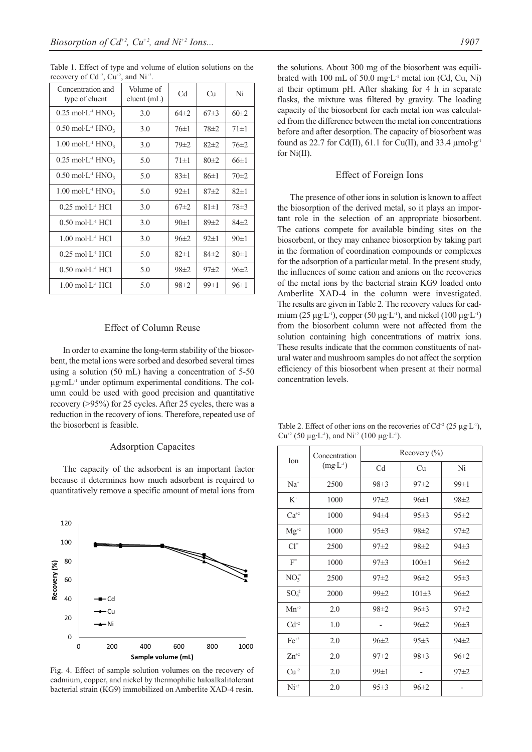Table 1. Effect of type and volume of elution solutions on the recovery of $Cd^{+2}$, $Cu^{+2}$, and $Ni^{+2}$.

| Concentration and type of eluent | Volume of eluent (mL) | Cd | Cu | Ni |
|---|---|---|---|---|
| 0.25 mol·L$^{-1}$ $HNO_3$ | 3.0 | 64±2 | 67±3 | 60±2 |
| 0.50 mol·L$^{-1}$ $HNO_3$ | 3.0 | 76±1 | 78±2 | 71±1 |
| 1.00 mol·L$^{-1}$ $HNO_3$ | 3.0 | 79±2 | 82±2 | 76±2 |
| 0.25 mol·L$^{-1}$ $HNO_3$ | 5.0 | 71±1 | 80±2 | 66±1 |
| 0.50 mol·L$^{-1}$ $HNO_3$ | 5.0 | 83±1 | 86±1 | 70±2 |
| 1.00 mol·L$^{-1}$ $HNO_3$ | 5.0 | 92±1 | 87±2 | 82±1 |
| 0.25 mol·L$^{-1}$ HCl | 3.0 | 67±2 | 81±1 | 78±3 |
| 0.50 mol·L$^{-1}$ HCl | 3.0 | 90±1 | 89±2 | 84±2 |
| 1.00 mol·L$^{-1}$ HCl | 3.0 | 96±2 | 92±1 | 90±1 |
| 0.25 mol·L$^{-1}$ HCl | 5.0 | 82±1 | 84±2 | 80±1 |
| 0.50 mol·L$^{-1}$ HCl | 5.0 | 98±2 | 97±2 | 96±2 |
| 1.00 mol·L$^{-1}$ HCl | 5.0 | 98±2 | 99±1 | 96±1 |

## Effect of Column Reuse

In order to examine the long-term stability of the biosorbent, the metal ions were sorbed and desorbed several times using a solution (50 mL) having a concentration of 5-50 µg·mL$^{-1}$ under optimum experimental conditions. The column could be used with good precision and quantitative recovery (>95%) for 25 cycles. After 25 cycles, there was a reduction in the recovery of ions. Therefore, repeated use of the biosorbent is feasible.

## Adsorption Capacites

The capacity of the adsorbent is an important factor because it determines how much adsorbent is required to quantitatively remove a specific amount of metal ions from the solutions. About 300 mg of the biosorbent was equilibrated with 100 mL of 50.0 mg·L$^{-1}$ metal ion (Cd, Cu, Ni) at their optimum pH. After shaking for 4 h in separate flasks, the mixture was filtered by gravity. The loading capacity of the biosorbent for each metal ion was calculated from the difference between the metal ion concentrations before and after desorption. The capacity of biosorbent was found as 22.7 for Cd(II), 61.1 for Cu(II), and 33.4 µmol·g$^{-1}$ for Ni(II).

Fig. 4. Effect of sample solution volumes on the recovery of cadmium, copper, and nickel by thermophilic haloalkalitolerant bacterial strain (KG9) immobilized on Amberlite XAD-4 resin.

## Effect of Foreign Ions

The presence of other ions in solution is known to affect the biosorption of the derived metal, so it plays an important role in the selection of an appropriate biosorbent. The cations compete for available binding sites on the biosorbent, or they may enhance biosorption by taking part in the formation of coordination compounds or complexes for the adsorption of a particular metal. In the present study, the influences of some cation and anions on the recoveries of the metal ions by the bacterial strain KG9 loaded onto Amberlite XAD-4 in the column were investigated. The results are given in Table 2. The recovery values for cadmium (25 µg·L$^{-1}$), copper (50 µg·L$^{-1}$), and nickel (100 µg·L$^{-1}$) from the biosorbent column were not affected from the solution containing high concentrations of matrix ions. These results indicate that the common constituents of natural water and mushroom samples do not affect the sorption efficiency of this biosorbent when present at their normal concentration levels.

Table 2. Effect of other ions on the recoveries of $Cd^{+2}$ (25 µg·L$^{-1}$), $Cu^{+2}$ (50 µg·L$^{-1}$), and $Ni^{+2}$ (100 µg·L$^{-1}$).

| Ion | Concentration (mg·L$^{-1}$) | Recovery (%) | | |
|---|---|---|---|---|
| | | Cd | Cu | Ni |
| $Na^{+}$ | 2500 | 98±3 | 97±2 | 99±1 |
| $K^{+}$ | 1000 | 97±2 | 96±1 | 98±2 |
| $Ca^{+2}$ | 1000 | 94±4 | 95±3 | 95±2 |
| $Mg^{+2}$ | 1000 | 95±3 | 98±2 | 97±2 |
| $Cl^{-}$ | 2500 | 97±2 | 98±2 | 94±3 |
| $F^{-}$ | 1000 | 97±3 | 100±1 | 96±2 |
| $NO_3^{-}$ | 2500 | 97±2 | 96±2 | 95±3 |
| $SO_4^{-2}$ | 2000 | 99±2 | 101±3 | 96±2 |
| $Mn^{+2}$ | 2.0 | 98±2 | 96±3 | 97±2 |
| $Cd^{+2}$ | 1.0 | - | 96±2 | 96±3 |
| $Fe^{+2}$ | 2.0 | 96±2 | 95±3 | 94±2 |
| $Zn^{+2}$ | 2.0 | 97±2 | 98±3 | 96±2 |
| $Cu^{+2}$ | 2.0 | 99±1 | - | 97±2 |
| $Ni^{+2}$ | 2.0 | 95±3 | 96±2 | - |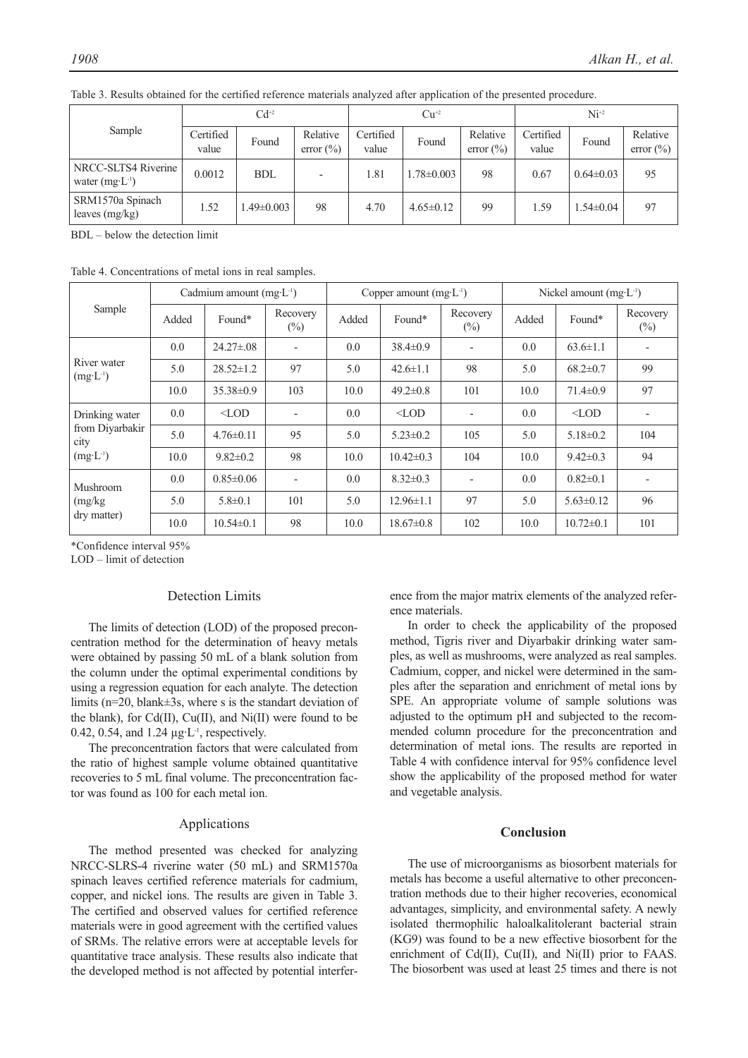Table 3. Results obtained for the certified reference materials analyzed after application of the presented procedure.

| Sample | $Cd^{+2}$ | | | $Cu^{+2}$ | | | $Ni^{+2}$ | | |
|---|---|---|---|---|---|---|---|---|---|
| | Certified value | Found | Relative error (%) | Certified value | Found | Relative error (%) | Certified value | Found | Relative error (%) |
| NRCC-SLTS4 Riverine water (mg·L$^{-1}$) | 0.0012 | BDL | - | 1.81 | 1.78±0.003 | 98 | 0.67 | 0.64±0.03 | 95 |
| SRM1570a Spinach leaves (mg/kg) | 1.52 | 1.49±0.003 | 98 | 4.70 | 4.65±0.12 | 99 | 1.59 | 1.54±0.04 | 97 |

BDL – below the detection limit

Table 4. Concentrations of metal ions in real samples.

| Sample | Cadmium amount (mg·L$^{-1}$) | | | Copper amount (mg·L$^{-1}$) | | | Nickel amount (mg·L$^{-1}$) | | |
|---|---|---|---|---|---|---|---|---|---|
| | Added | Found* | Recovery (%) | Added | Found* | Recovery (%) | Added | Found* | Recovery (%) |
| River water (mg·L$^{-1}$) | 0.0 | 24.27±.08 | - | 0.0 | 38.4±0.9 | - | 0.0 | 63.6±1.1 | - |
| | 5.0 | 28.52±1.2 | 97 | 5.0 | 42.6±1.1 | 98 | 5.0 | 68.2±0.7 | 99 |
| | 10.0 | 35.38±0.9 | 103 | 10.0 | 49.2±0.8 | 101 | 10.0 | 71.4±0.9 | 97 |
| Drinking water from Diyarbakir city (mg·L$^{-1}$) | 0.0 | <LOD | - | 0.0 | <LOD | - | 0.0 | <LOD | - |
| | 5.0 | 4.76±0.11 | 95 | 5.0 | 5.23±0.2 | 105 | 5.0 | 5.18±0.2 | 104 |
| | 10.0 | 9.82±0.2 | 98 | 10.0 | 10.42±0.3 | 104 | 10.0 | 9.42±0.3 | 94 |
| Mushroom (mg/kg dry matter) | 0.0 | 0.85±0.06 | - | 0.0 | 8.32±0.3 | - | 0.0 | 0.82±0.1 | - |
| | 5.0 | 5.8±0.1 | 101 | 5.0 | 12.96±1.1 | 97 | 5.0 | 5.63±0.12 | 96 |
| | 10.0 | 10.54±0.1 | 98 | 10.0 | 18.67±0.8 | 102 | 10.0 | 10.72±0.1 | 101 |

*Confidence interval 95%

LOD – limit of detection

## Detection Limits

The limits of detection (LOD) of the proposed preconcentration method for the determination of heavy metals were obtained by passing 50 mL of a blank solution from the column under the optimal experimental conditions by using a regression equation for each analyte. The detection limits (n=20, blank±3s, where s is the standart deviation of the blank), for Cd(II), Cu(II), and Ni(II) were found to be 0.42, 0.54, and 1.24 µg·L$^{-1}$, respectively.

The preconcentration factors that were calculated from the ratio of highest sample volume obtained quantitative recoveries to 5 mL final volume. The preconcentration factor was found as 100 for each metal ion.

## Applications

The method presented was checked for analyzing NRCC-SLRS-4 riverine water (50 mL) and SRM1570a spinach leaves certified reference materials for cadmium, copper, and nickel ions. The results are given in Table 3. The certified and observed values for certified reference materials were in good agreement with the certified values of SRMs. The relative errors were at acceptable levels for quantitative trace analysis. These results also indicate that the developed method is not affected by potential interference from the major matrix elements of the analyzed reference materials.

In order to check the applicability of the proposed method, Tigris river and Diyarbakir drinking water samples, as well as mushrooms, were analyzed as real samples. Cadmium, copper, and nickel were determined in the samples after the separation and enrichment of metal ions by SPE. An appropriate volume of sample solutions was adjusted to the optimum pH and subjected to the recommended column procedure for the preconcentration and determination of metal ions. The results are reported in Table 4 with confidence interval for 95% confidence level show the applicability of the proposed method for water and vegetable analysis.

## Conclusion

The use of microorganisms as biosorbent materials for metals has become a useful alternative to other preconcentration methods due to their higher recoveries, economical advantages, simplicity, and environmental safety. A newly isolated thermophilic haloalkalitolerant bacterial strain (KG9) was found to be a new effective biosorbent for the enrichment of Cd(II), Cu(II), and Ni(II) prior to FAAS. The biosorbent was used at least 25 times and there is not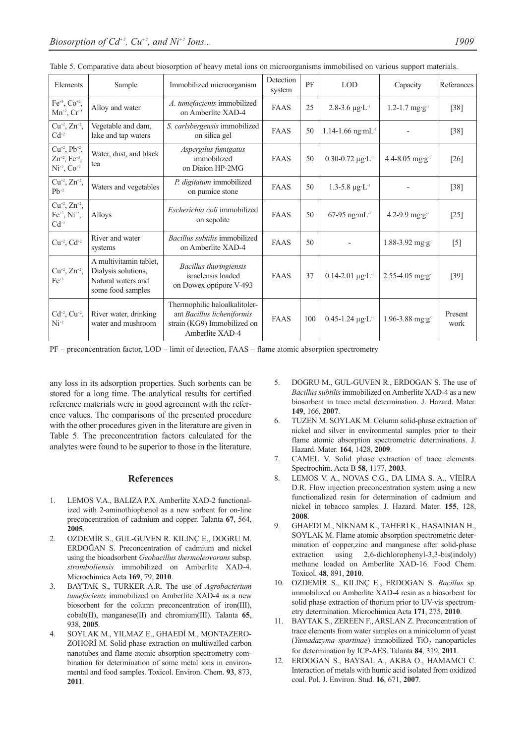Table 5. Comparative data about biosorption of heavy metal ions on microorganisms immobilised on various support materials.

| Elements | Sample | Immobilized microorganism | Detection system | PF | LOD | Capacity | Referances |
|---|---|---|---|---|---|---|---|
| $Fe^{+3}$, $Co^{+2}$, $Mn^{+2}$, $Cr^{+3}$ | Alloy and water | *A. tumefacients* immobilized on Amberlite XAD-4 | FAAS | 25 | 2.8-3.6 μg·L$^{-1}$ | 1.2-1.7 mg·g$^{-1}$ | [38] |
| $Cu^{+2}$, $Zn^{+2}$, $Cd^{+2}$ | Vegetable and dam, lake and tap waters | *S. carlsbergensis* immobilized on silica gel | FAAS | 50 | 1.14-1.66 ng·mL$^{-1}$ | - | [38] |
| $Cu^{+2}$, $Pb^{+2}$, $Zn^{+2}$, $Fe^{+3}$, $Ni^{+2}$, $Co^{+2}$ | Water, dust, and black tea | *Aspergilus fumigatus* immobilized on Diaion HP-2MG | FAAS | 50 | 0.30-0.72 μg·L$^{-1}$ | 4.4-8.05 mg·g$^{-1}$ | [26] |
| $Cu^{+2}$, $Zn^{+2}$, $Pb^{+2}$ | Waters and vegetables | *P. digitatum* immobilized on pumice stone | FAAS | 50 | 1.3-5.8 μg·L$^{-1}$ | - | [38] |
| $Cu^{+2}$, $Zn^{+2}$, $Fe^{+3}$, $Ni^{+2}$, $Cd^{+2}$ | Alloys | *Escherichia coli* immobilized on sepolite | FAAS | 50 | 67-95 ng·mL$^{-1}$ | 4.2-9.9 mg·g$^{-1}$ | [25] |
| $Cu^{+2}$, $Cd^{+2}$ | River and water systems | *Bacillus subtilis* immobilized on Amberlite XAD-4 | FAAS | 50 | - | 1.88-3.92 mg·g$^{-1}$ | [5] |
| $Cu^{+2}$, $Zn^{+2}$, $Fe^{+3}$ | A multivitamin tablet, Dialysis solutions, Natural waters and some food samples | *Bacillus thuringiensis* israelensis loaded on Dowex optipore V-493 | FAAS | 37 | 0.14-2.01 μg·L$^{-1}$ | 2.55-4.05 mg·g$^{-1}$ | [39] |
| $Cd^{+2}$, $Cu^{+2}$, $Ni^{+2}$ | River water, drinking water and mushroom | Thermophilic haloalkalitolerant *Bacillus licheniformis* strain (KG9) Immobilized on Amberlite XAD-4 | FAAS | 100 | 0.45-1.24 μg·L$^{-1}$ | 1.96-3.88 mg·g$^{-1}$ | Present work |

PF – preconcentration factor, LOD – limit of detection, FAAS – flame atomic absorption spectrometry

any loss in its adsorption properties. Such sorbents can be stored for a long time. The analytical results for certified reference materials were in good agreement with the reference values. The comparisons of the presented procedure with the other procedures given in the literature are given in Table 5. The preconcentration factors calculated for the analytes were found to be superior to those in the literature.

## References

1. LEMOS V.A., BALIZA P.X. Amberlite XAD-2 functionalized with 2-aminothiophenol as a new sorbent for on-line preconcentration of cadmium and copper. Talanta **67**, 564, **2005**.
2. OZDEMİR S., GUL-GUVEN R. KILINÇ E., DOGRU M. ERDOĞAN S. Preconcentration of cadmium and nickel using the bioadsorbent *Geobacillus thermoleovorans* subsp. *stromboliensis* immobilized on Amberlite XAD-4. Microchimica Acta **169**, 79, **2010**.
3. BAYTAK S., TURKER A.R. The use of *Agrobacterium tumefacients* immobilized on Amberlite XAD-4 as a new biosorbent for the column preconcentration of iron(III), cobalt(II), manganese(II) and chromium(III). Talanta **65**, 938, **2005**.
4. SOYLAK M., YILMAZ E., GHAEDİ M., MONTAZERO-ZOHORİ M. Solid phase extraction on multiwalled carbon nanotubes and flame atomic absorption spectrometry combination for determination of some metal ions in environmental and food samples. Toxicol. Environ. Chem. **93**, 873, **2011**.
5. DOGRU M., GUL-GUVEN R., ERDOGAN S. The use of *Bacillus subtilis* immobilized on Amberlite XAD-4 as a new biosorbent in trace metal determination. J. Hazard. Mater. **149**, 166, **2007**.
6. TUZEN M. SOYLAK M. Column solid-phase extraction of nickel and silver in environmental samples prior to their flame atomic absorption spectrometric determinations. J. Hazard. Mater. **164**, 1428, **2009**.
7. CAMEL V. Solid phase extraction of trace elements. Spectrochim. Acta B **58**, 1177, **2003**.
8. LEMOS V. A., NOVAS C.G., DA LIMA S. A., VİEİRA D.R. Flow injection preconcentration system using a new functionalized resin for determination of cadmium and nickel in tobacco samples. J. Hazard. Mater. **155**, 128, **2008**.
9. GHAEDI M., NİKNAM K., TAHERI K., HASAINIAN H., SOYLAK M. Flame atomic absorption spectrometric determination of copper,zinc and manganese after solid-phase extraction using 2,6-dichlorophenyl-3,3-bis(indoly) methane loaded on Amberlite XAD-16. Food Chem. Toxicol. **48**, 891, **2010**.
10. OZDEMİR S., KILINÇ E., ERDOGAN S. *Bacillus* sp. immobilized on Amberlite XAD-4 resin as a biosorbent for solid phase extraction of thorium prior to UV-vis spectrometry determination. Microchimica Acta **171**, 275, **2010**.
11. BAYTAK S., ZEREEN F., ARSLAN Z. Preconcentration of trace elements from water samples on a minicolumn of yeast (*Yamadazyma spartinae*) immobilized $TiO_2$ nanoparticles for determination by ICP-AES. Talanta **84**, 319, **2011**.
12. ERDOGAN S., BAYSAL A., AKBA O., HAMAMCI C. Interaction of metals with humic acid isolated from oxidized coal. Pol. J. Environ. Stud. **16**, 671, **2007**.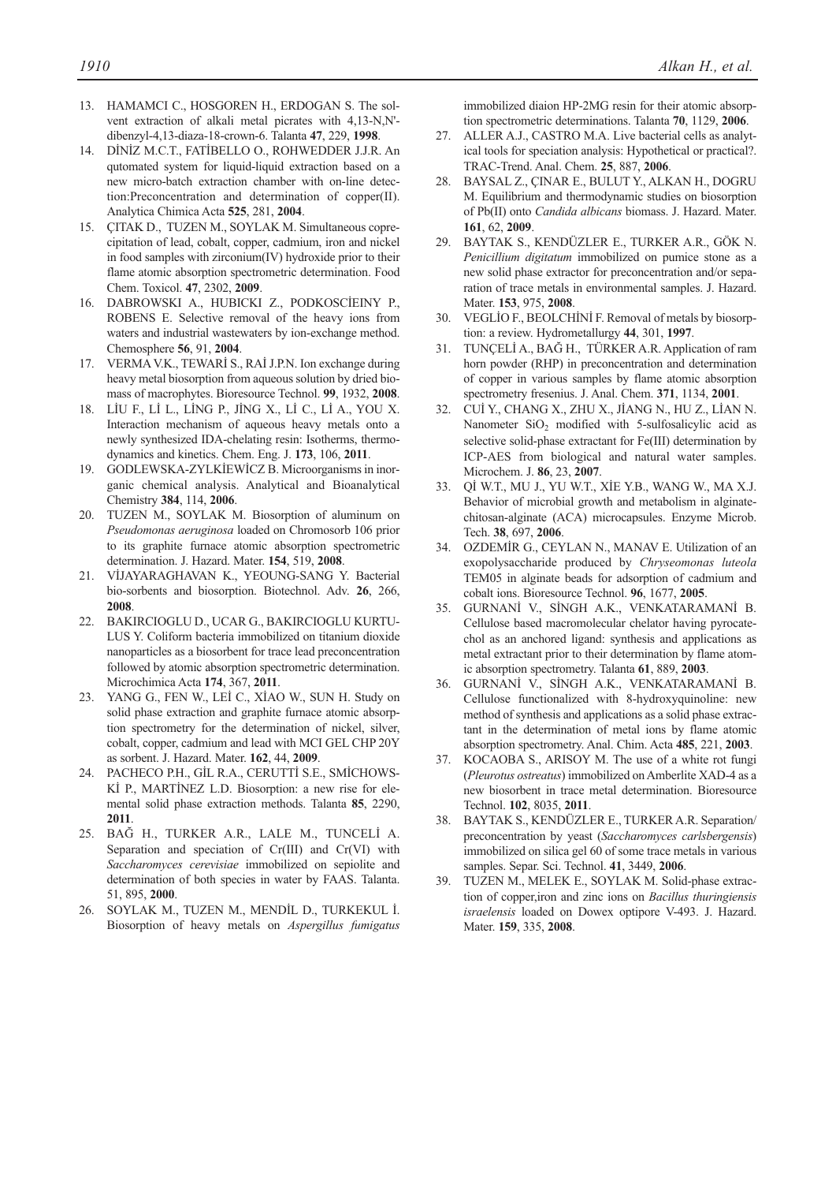13. HAMAMCI C., HOSGOREN H., ERDOGAN S. The solvent extraction of alkali metal picrates with 4,13-N,N'-dibenzyl-4,13-diaza-18-crown-6. Talanta **47**, 229, **1998**.
14. DİNİZ M.C.T., FATİBELLO O., ROHWEDDER J.J.R. An qutomated system for liquid-liquid extraction based on a new micro-batch extraction chamber with on-line detection:Preconcentration and determination of copper(II). Analytica Chimica Acta **525**, 281, **2004**.
15. ÇITAK D., TUZEN M., SOYLAK M. Simultaneous coprecipitation of lead, cobalt, copper, cadmium, iron and nickel in food samples with zirconium(IV) hydroxide prior to their flame atomic absorption spectrometric determination. Food Chem. Toxicol. **47**, 2302, **2009**.
16. DABROWSKI A., HUBICKI Z., PODKOSCİEINY P., ROBENS E. Selective removal of the heavy ions from waters and industrial wastewaters by ion-exchange method. Chemosphere **56**, 91, **2004**.
17. VERMA V.K., TEWARİ S., RAİ J.P.N. Ion exchange during heavy metal biosorption from aqueous solution by dried biomass of macrophytes. Bioresource Technol. **99**, 1932, **2008**.
18. LİU F., Lİ L., LİNG P., JİNG X., Lİ C., Lİ A., YOU X. Interaction mechanism of aqueous heavy metals onto a newly synthesized IDA-chelating resin: Isotherms, thermodynamics and kinetics. Chem. Eng. J. **173**, 106, **2011**.
19. GODLEWSKA-ZYLKİEWİCZ B. Microorganisms in inorganic chemical analysis. Analytical and Bioanalytical Chemistry **384**, 114, **2006**.
20. TUZEN M., SOYLAK M. Biosorption of aluminum on *Pseudomonas aeruginosa* loaded on Chromosorb 106 prior to its graphite furnace atomic absorption spectrometric determination. J. Hazard. Mater. **154**, 519, **2008**.
21. VİJAYARAGHAVAN K., YEOUNG-SANG Y. Bacterial bio-sorbents and biosorption. Biotechnol. Adv. **26**, 266, **2008**.
22. BAKIRCIOGLU D., UCAR G., BAKIRCIOGLU KURTULUS Y. Coliform bacteria immobilized on titanium dioxide nanoparticles as a biosorbent for trace lead preconcentration followed by atomic absorption spectrometric determination. Microchimica Acta **174**, 367, **2011**.
23. YANG G., FEN W., LEİ C., XİAO W., SUN H. Study on solid phase extraction and graphite furnace atomic absorption spectrometry for the determination of nickel, silver, cobalt, copper, cadmium and lead with MCI GEL CHP 20Y as sorbent. J. Hazard. Mater. **162**, 44, **2009**.
24. PACHECO P.H., GİL R.A., CERUTTİ S.E., SMİCHOWSKİ P., MARTİNEZ L.D. Biosorption: a new rise for elemental solid phase extraction methods. Talanta **85**, 2290, **2011**.
25. BAĞ H., TURKER A.R., LALE M., TUNCELİ A. Separation and speciation of Cr(III) and Cr(VI) with *Saccharomyces cerevisiae* immobilized on sepiolite and determination of both species in water by FAAS. Talanta. 51, 895, **2000**.
26. SOYLAK M., TUZEN M., MENDİL D., TURKEKUL İ. Biosorption of heavy metals on *Aspergillus fumigatus* immobilized diaion HP-2MG resin for their atomic absorption spectrometric determinations. Talanta **70**, 1129, **2006**.
27. ALLER A.J., CASTRO M.A. Live bacterial cells as analytical tools for speciation analysis: Hypothetical or practical?. TRAC-Trend. Anal. Chem. **25**, 887, **2006**.
28. BAYSAL Z., ÇINAR E., BULUT Y., ALKAN H., DOGRU M. Equilibrium and thermodynamic studies on biosorption of Pb(II) onto *Candida albicans* biomass. J. Hazard. Mater. **161**, 62, **2009**.
29. BAYTAK S., KENDÜZLER E., TURKER A.R., GÖK N. *Penicillium digitatum* immobilized on pumice stone as a new solid phase extractor for preconcentration and/or separation of trace metals in environmental samples. J. Hazard. Mater. **153**, 975, **2008**.
30. VEGLİO F., BEOLCHİNİ F. Removal of metals by biosorption: a review. Hydrometallurgy **44**, 301, **1997**.
31. TUNÇELİ A., BAĞ H., TÜRKER A.R. Application of ram horn powder (RHP) in preconcentration and determination of copper in various samples by flame atomic absorption spectrometry fresenius. J. Anal. Chem. **371**, 1134, **2001**.
32. CUİ Y., CHANG X., ZHU X., JİANG N., HU Z., LİAN N. Nanometer $SiO_2$ modified with 5-sulfosalicylic acid as selective solid-phase extractant for Fe(III) determination by ICP-AES from biological and natural water samples. Microchem. J. **86**, 23, **2007**.
33. Qİ W.T., MU J., YU W.T., XİE Y.B., WANG W., MA X.J. Behavior of microbial growth and metabolism in alginate-chitosan-alginate (ACA) microcapsules. Enzyme Microb. Tech. **38**, 697, **2006**.
34. OZDEMİR G., CEYLAN N., MANAV E. Utilization of an exopolysaccharide produced by *Chryseomonas luteola* TEM05 in alginate beads for adsorption of cadmium and cobalt ions. Bioresource Technol. **96**, 1677, **2005**.
35. GURNANİ V., SİNGH A.K., VENKATARAMANİ B. Cellulose based macromolecular chelator having pyrocatechol as an anchored ligand: synthesis and applications as metal extractant prior to their determination by flame atomic absorption spectrometry. Talanta **61**, 889, **2003**.
36. GURNANİ V., SİNGH A.K., VENKATARAMANİ B. Cellulose functionalized with 8-hydroxyquinoline: new method of synthesis and applications as a solid phase extractant in the determination of metal ions by flame atomic absorption spectrometry. Anal. Chim. Acta **485**, 221, **2003**.
37. KOCAOBA S., ARISOY M. The use of a white rot fungi (*Pleurotus ostreatus*) immobilized on Amberlite XAD-4 as a new biosorbent in trace metal determination. Bioresource Technol. **102**, 8035, **2011**.
38. BAYTAK S., KENDÜZLER E., TURKER A.R. Separation/preconcentration by yeast (*Saccharomyces carlsbergensis*) immobilized on silica gel 60 of some trace metals in various samples. Separ. Sci. Technol. **41**, 3449, **2006**.
39. TUZEN M., MELEK E., SOYLAK M. Solid-phase extraction of copper,iron and zinc ions on *Bacillus thuringiensis israelensis* loaded on Dowex optipore V-493. J. Hazard. Mater. **159**, 335, **2008**.